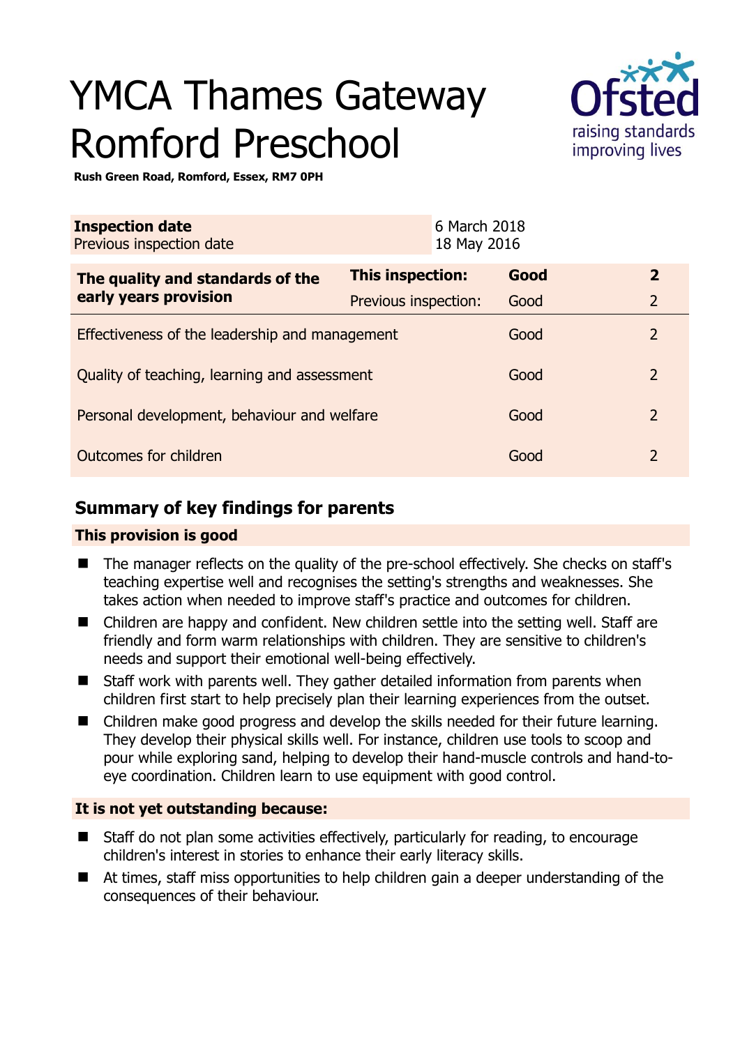# YMCA Thames Gateway Romford Preschool

**Rush Green Road, Romford, Essex, RM7 0PH**

| **Inspection date** | 6 March 2018 |
|---|---|
| Previous inspection date | 18 May 2016 |

| | | | |
|---|---|---|---|
| **The quality and standards of the early years provision** | **This inspection:** | **Good** | **2** |
| | Previous inspection: | Good | 2 |
| Effectiveness of the leadership and management | | Good | 2 |
| Quality of teaching, learning and assessment | | Good | 2 |
| Personal development, behaviour and welfare | | Good | 2 |
| Outcomes for children | | Good | 2 |

## Summary of key findings for parents

### This provision is good

- The manager reflects on the quality of the pre-school effectively. She checks on staff's teaching expertise well and recognises the setting's strengths and weaknesses. She takes action when needed to improve staff's practice and outcomes for children.
- Children are happy and confident. New children settle into the setting well. Staff are friendly and form warm relationships with children. They are sensitive to children's needs and support their emotional well-being effectively.
- Staff work with parents well. They gather detailed information from parents when children first start to help precisely plan their learning experiences from the outset.
- Children make good progress and develop the skills needed for their future learning. They develop their physical skills well. For instance, children use tools to scoop and pour while exploring sand, helping to develop their hand-muscle controls and hand-to-eye coordination. Children learn to use equipment with good control.

### It is not yet outstanding because:

- Staff do not plan some activities effectively, particularly for reading, to encourage children's interest in stories to enhance their early literacy skills.
- At times, staff miss opportunities to help children gain a deeper understanding of the consequences of their behaviour.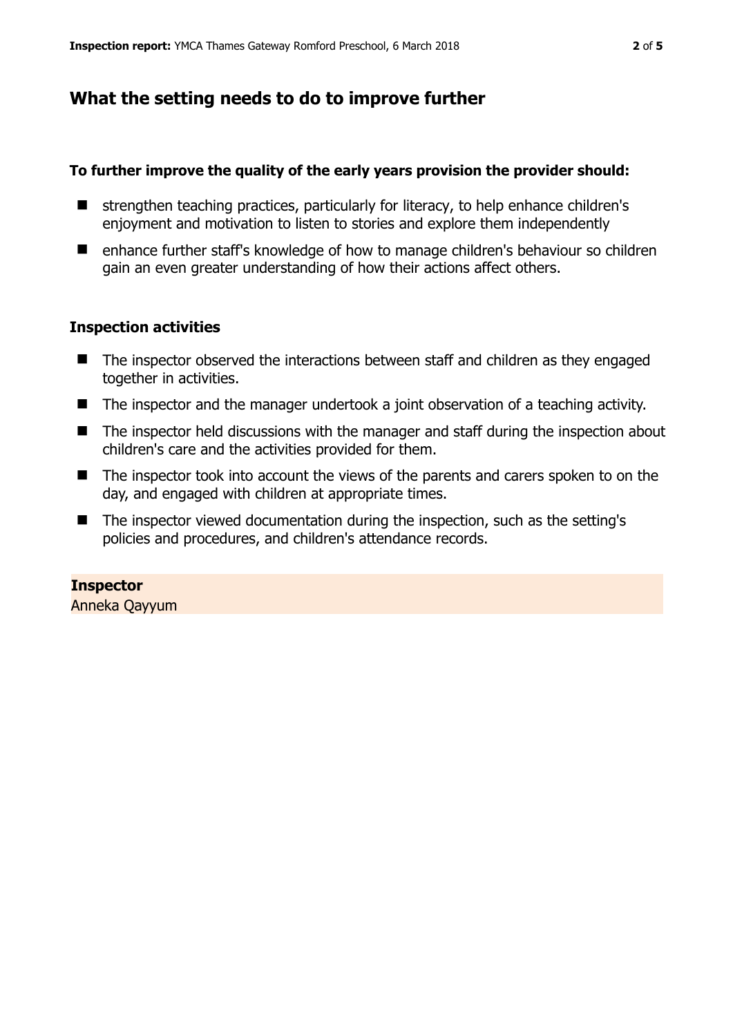## What the setting needs to do to improve further

**To further improve the quality of the early years provision the provider should:**

- strengthen teaching practices, particularly for literacy, to help enhance children's enjoyment and motivation to listen to stories and explore them independently
- enhance further staff's knowledge of how to manage children's behaviour so children gain an even greater understanding of how their actions affect others.

### Inspection activities

- The inspector observed the interactions between staff and children as they engaged together in activities.
- The inspector and the manager undertook a joint observation of a teaching activity.
- The inspector held discussions with the manager and staff during the inspection about children's care and the activities provided for them.
- The inspector took into account the views of the parents and carers spoken to on the day, and engaged with children at appropriate times.
- The inspector viewed documentation during the inspection, such as the setting's policies and procedures, and children's attendance records.

**Inspector**
Anneka Qayyum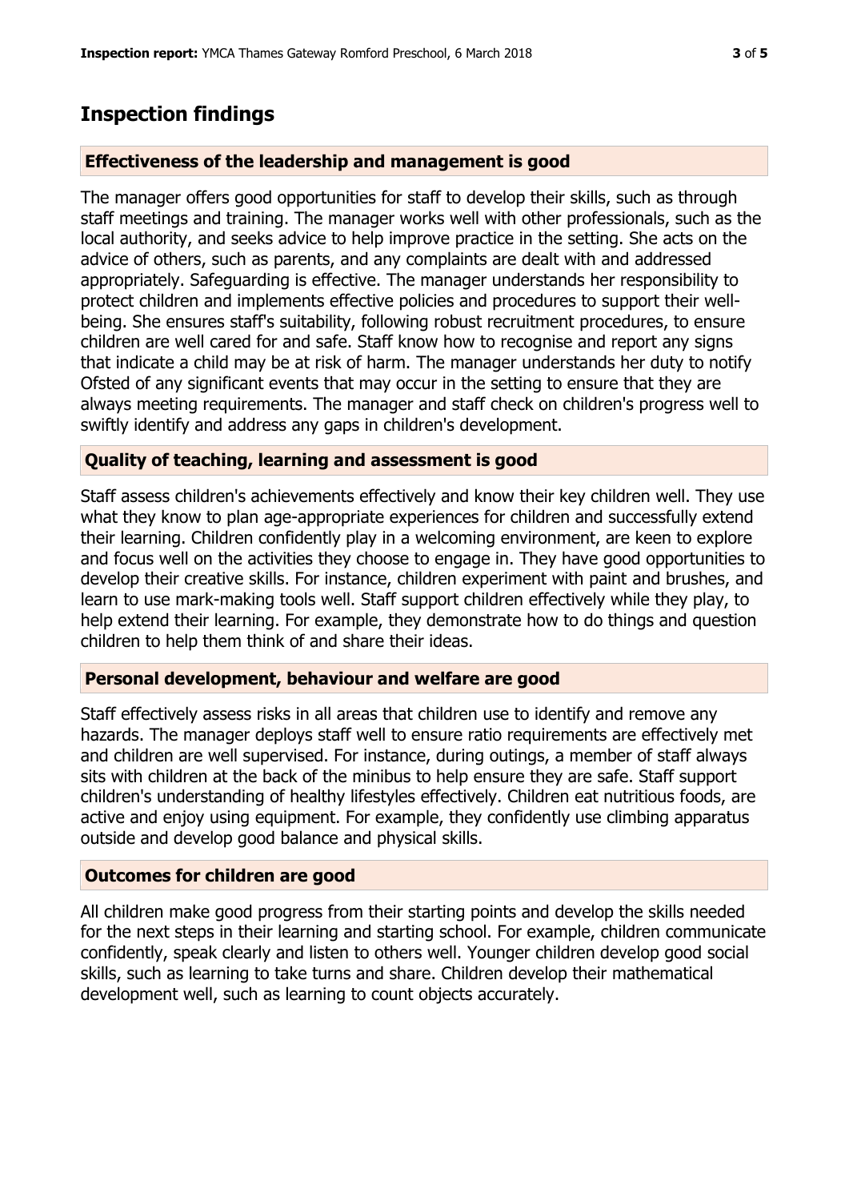## Inspection findings

### Effectiveness of the leadership and management is good

The manager offers good opportunities for staff to develop their skills, such as through staff meetings and training. The manager works well with other professionals, such as the local authority, and seeks advice to help improve practice in the setting. She acts on the advice of others, such as parents, and any complaints are dealt with and addressed appropriately. Safeguarding is effective. The manager understands her responsibility to protect children and implements effective policies and procedures to support their well-being. She ensures staff's suitability, following robust recruitment procedures, to ensure children are well cared for and safe. Staff know how to recognise and report any signs that indicate a child may be at risk of harm. The manager understands her duty to notify Ofsted of any significant events that may occur in the setting to ensure that they are always meeting requirements. The manager and staff check on children's progress well to swiftly identify and address any gaps in children's development.

### Quality of teaching, learning and assessment is good

Staff assess children's achievements effectively and know their key children well. They use what they know to plan age-appropriate experiences for children and successfully extend their learning. Children confidently play in a welcoming environment, are keen to explore and focus well on the activities they choose to engage in. They have good opportunities to develop their creative skills. For instance, children experiment with paint and brushes, and learn to use mark-making tools well. Staff support children effectively while they play, to help extend their learning. For example, they demonstrate how to do things and question children to help them think of and share their ideas.

### Personal development, behaviour and welfare are good

Staff effectively assess risks in all areas that children use to identify and remove any hazards. The manager deploys staff well to ensure ratio requirements are effectively met and children are well supervised. For instance, during outings, a member of staff always sits with children at the back of the minibus to help ensure they are safe. Staff support children's understanding of healthy lifestyles effectively. Children eat nutritious foods, are active and enjoy using equipment. For example, they confidently use climbing apparatus outside and develop good balance and physical skills.

### Outcomes for children are good

All children make good progress from their starting points and develop the skills needed for the next steps in their learning and starting school. For example, children communicate confidently, speak clearly and listen to others well. Younger children develop good social skills, such as learning to take turns and share. Children develop their mathematical development well, such as learning to count objects accurately.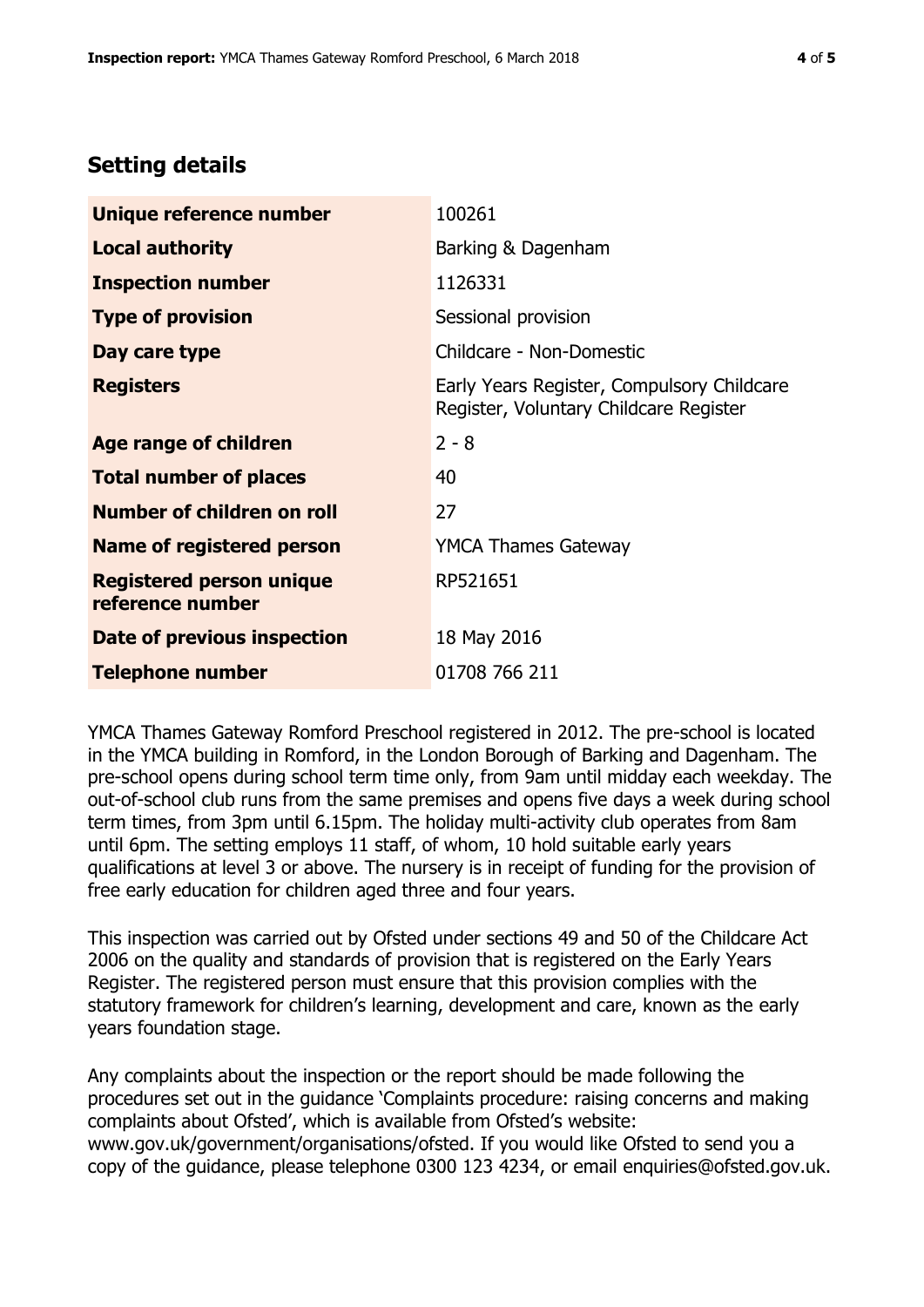## Setting details

| | |
|---|---|
| **Unique reference number** | 100261 |
| **Local authority** | Barking & Dagenham |
| **Inspection number** | 1126331 |
| **Type of provision** | Sessional provision |
| **Day care type** | Childcare - Non-Domestic |
| **Registers** | Early Years Register, Compulsory Childcare Register, Voluntary Childcare Register |
| **Age range of children** | 2 - 8 |
| **Total number of places** | 40 |
| **Number of children on roll** | 27 |
| **Name of registered person** | YMCA Thames Gateway |
| **Registered person unique reference number** | RP521651 |
| **Date of previous inspection** | 18 May 2016 |
| **Telephone number** | 01708 766 211 |

YMCA Thames Gateway Romford Preschool registered in 2012. The pre-school is located in the YMCA building in Romford, in the London Borough of Barking and Dagenham. The pre-school opens during school term time only, from 9am until midday each weekday. The out-of-school club runs from the same premises and opens five days a week during school term times, from 3pm until 6.15pm. The holiday multi-activity club operates from 8am until 6pm. The setting employs 11 staff, of whom, 10 hold suitable early years qualifications at level 3 or above. The nursery is in receipt of funding for the provision of free early education for children aged three and four years.

This inspection was carried out by Ofsted under sections 49 and 50 of the Childcare Act 2006 on the quality and standards of provision that is registered on the Early Years Register. The registered person must ensure that this provision complies with the statutory framework for children's learning, development and care, known as the early years foundation stage.

Any complaints about the inspection or the report should be made following the procedures set out in the guidance 'Complaints procedure: raising concerns and making complaints about Ofsted', which is available from Ofsted's website: www.gov.uk/government/organisations/ofsted. If you would like Ofsted to send you a copy of the guidance, please telephone 0300 123 4234, or email enquiries@ofsted.gov.uk.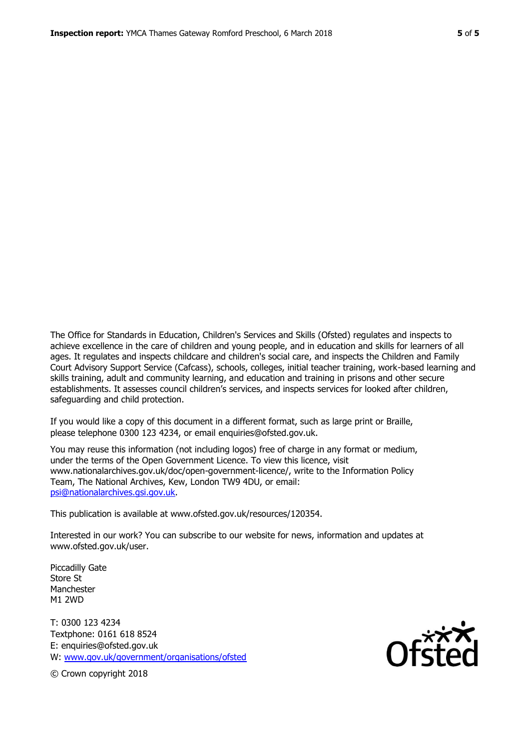The Office for Standards in Education, Children's Services and Skills (Ofsted) regulates and inspects to achieve excellence in the care of children and young people, and in education and skills for learners of all ages. It regulates and inspects childcare and children's social care, and inspects the Children and Family Court Advisory Support Service (Cafcass), schools, colleges, initial teacher training, work-based learning and skills training, adult and community learning, and education and training in prisons and other secure establishments. It assesses council children's services, and inspects services for looked after children, safeguarding and child protection.

If you would like a copy of this document in a different format, such as large print or Braille, please telephone 0300 123 4234, or email enquiries@ofsted.gov.uk.

You may reuse this information (not including logos) free of charge in any format or medium, under the terms of the Open Government Licence. To view this licence, visit www.nationalarchives.gov.uk/doc/open-government-licence/, write to the Information Policy Team, The National Archives, Kew, London TW9 4DU, or email: psi@nationalarchives.gsi.gov.uk.

This publication is available at www.ofsted.gov.uk/resources/120354.

Interested in our work? You can subscribe to our website for news, information and updates at www.ofsted.gov.uk/user.

Piccadilly Gate
Store St
Manchester
M1 2WD

T: 0300 123 4234
Textphone: 0161 618 8524
E: enquiries@ofsted.gov.uk
W: www.gov.uk/government/organisations/ofsted

© Crown copyright 2018